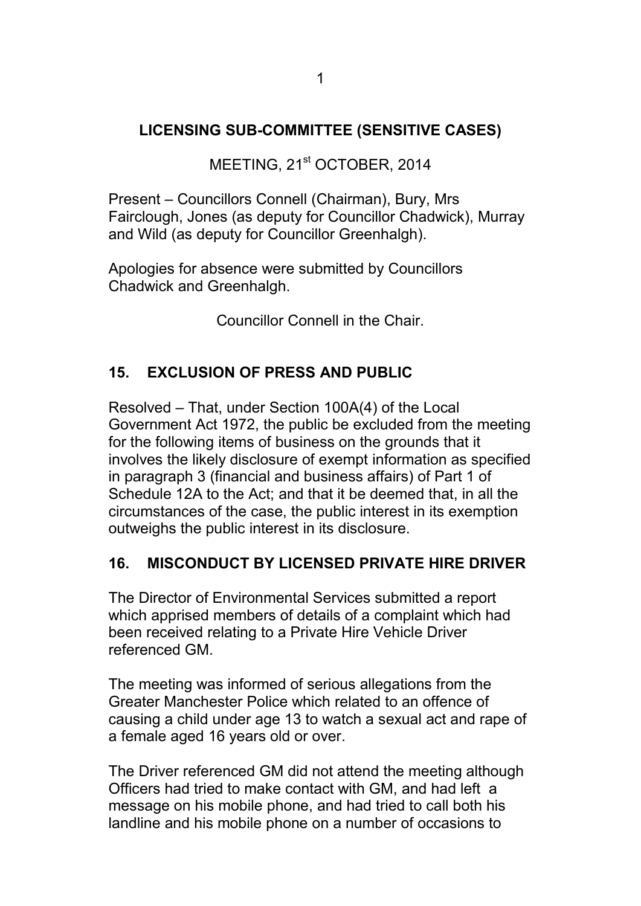# LICENSING SUB-COMMITTEE (SENSITIVE CASES)

MEETING, 21st OCTOBER, 2014

Present – Councillors Connell (Chairman), Bury, Mrs Fairclough, Jones (as deputy for Councillor Chadwick), Murray and Wild (as deputy for Councillor Greenhalgh).

Apologies for absence were submitted by Councillors Chadwick and Greenhalgh.

Councillor Connell in the Chair.

## 15. EXCLUSION OF PRESS AND PUBLIC

Resolved – That, under Section 100A(4) of the Local Government Act 1972, the public be excluded from the meeting for the following items of business on the grounds that it involves the likely disclosure of exempt information as specified in paragraph 3 (financial and business affairs) of Part 1 of Schedule 12A to the Act; and that it be deemed that, in all the circumstances of the case, the public interest in its exemption outweighs the public interest in its disclosure.

## 16. MISCONDUCT BY LICENSED PRIVATE HIRE DRIVER

The Director of Environmental Services submitted a report which apprised members of details of a complaint which had been received relating to a Private Hire Vehicle Driver referenced GM.

The meeting was informed of serious allegations from the Greater Manchester Police which related to an offence of causing a child under age 13 to watch a sexual act and rape of a female aged 16 years old or over.

The Driver referenced GM did not attend the meeting although Officers had tried to make contact with GM, and had left a message on his mobile phone, and had tried to call both his landline and his mobile phone on a number of occasions to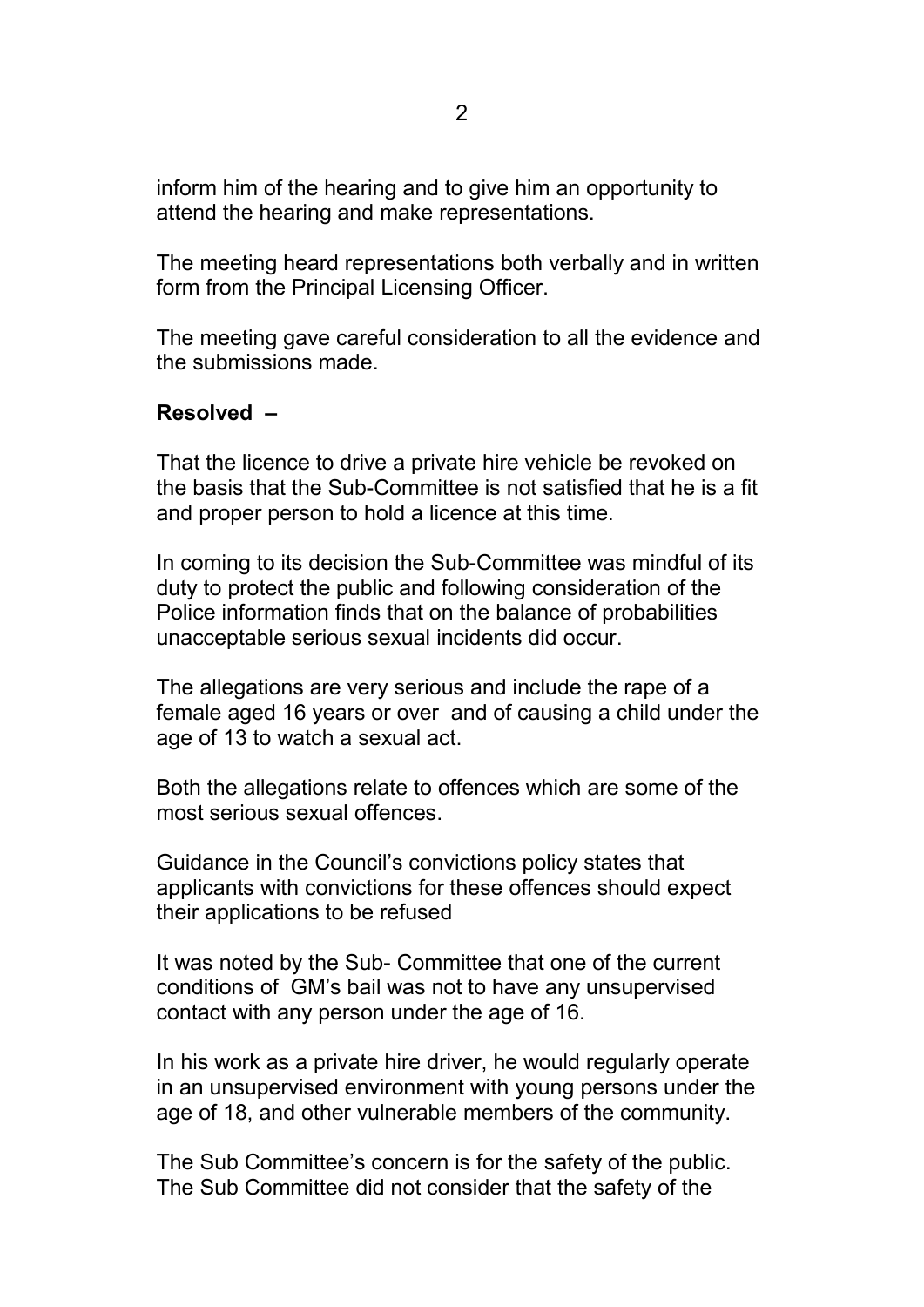inform him of the hearing and to give him an opportunity to attend the hearing and make representations.

The meeting heard representations both verbally and in written form from the Principal Licensing Officer.

The meeting gave careful consideration to all the evidence and the submissions made.

**Resolved –**

That the licence to drive a private hire vehicle be revoked on the basis that the Sub-Committee is not satisfied that he is a fit and proper person to hold a licence at this time.

In coming to its decision the Sub-Committee was mindful of its duty to protect the public and following consideration of the Police information finds that on the balance of probabilities unacceptable serious sexual incidents did occur.

The allegations are very serious and include the rape of a female aged 16 years or over and of causing a child under the age of 13 to watch a sexual act.

Both the allegations relate to offences which are some of the most serious sexual offences.

Guidance in the Council's convictions policy states that applicants with convictions for these offences should expect their applications to be refused

It was noted by the Sub- Committee that one of the current conditions of GM's bail was not to have any unsupervised contact with any person under the age of 16.

In his work as a private hire driver, he would regularly operate in an unsupervised environment with young persons under the age of 18, and other vulnerable members of the community.

The Sub Committee's concern is for the safety of the public. The Sub Committee did not consider that the safety of the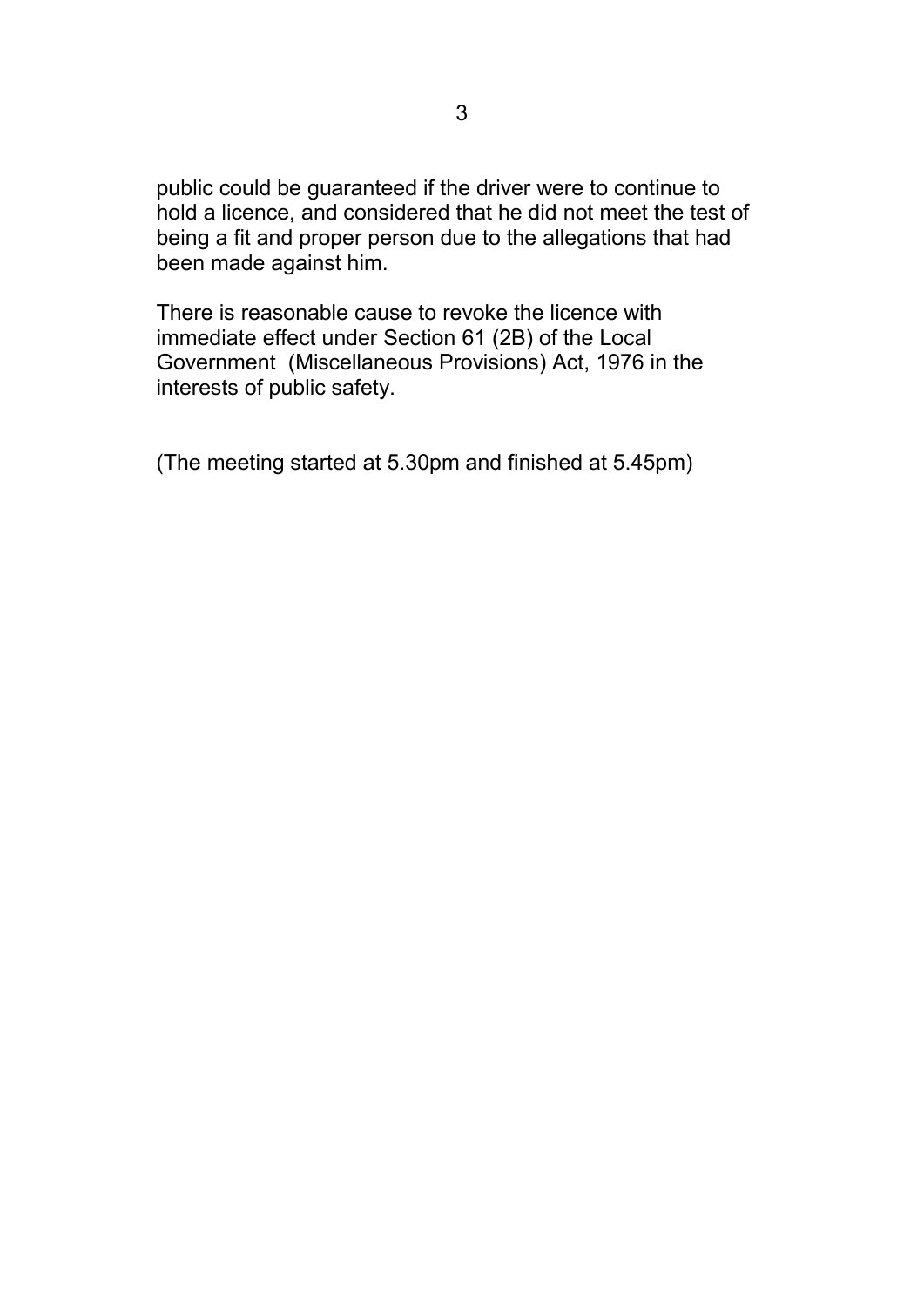public could be guaranteed if the driver were to continue to hold a licence, and considered that he did not meet the test of being a fit and proper person due to the allegations that had been made against him.

There is reasonable cause to revoke the licence with immediate effect under Section 61 (2B) of the Local Government (Miscellaneous Provisions) Act, 1976 in the interests of public safety.

(The meeting started at 5.30pm and finished at 5.45pm)